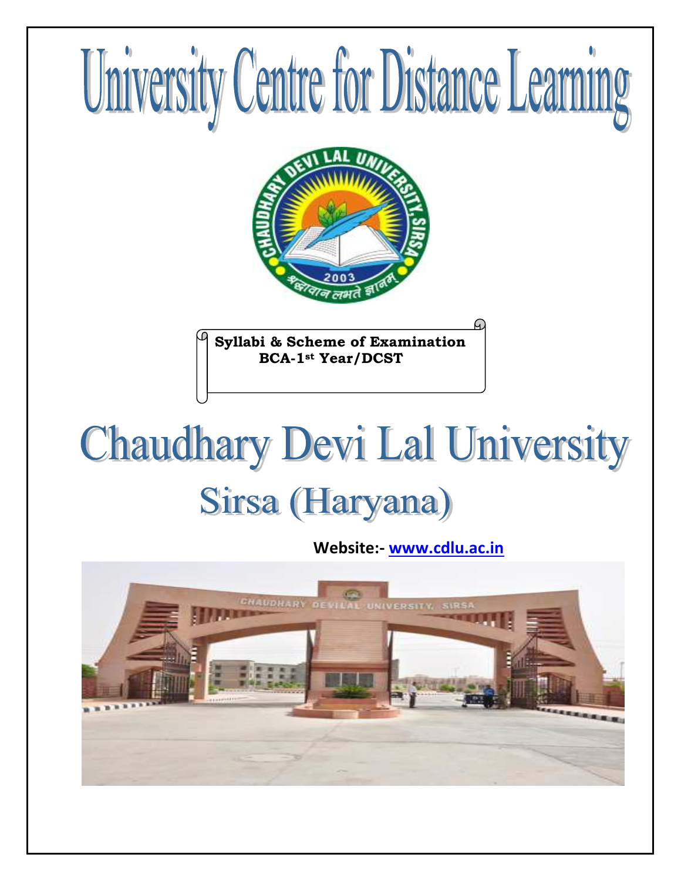# University Centre for Distance Learning

**Syllabi & Scheme of Examination**
**BCA-1st Year/DCST**

# Chaudhary Devi Lal University

## Sirsa (Haryana)

**Website:- www.cdlu.ac.in**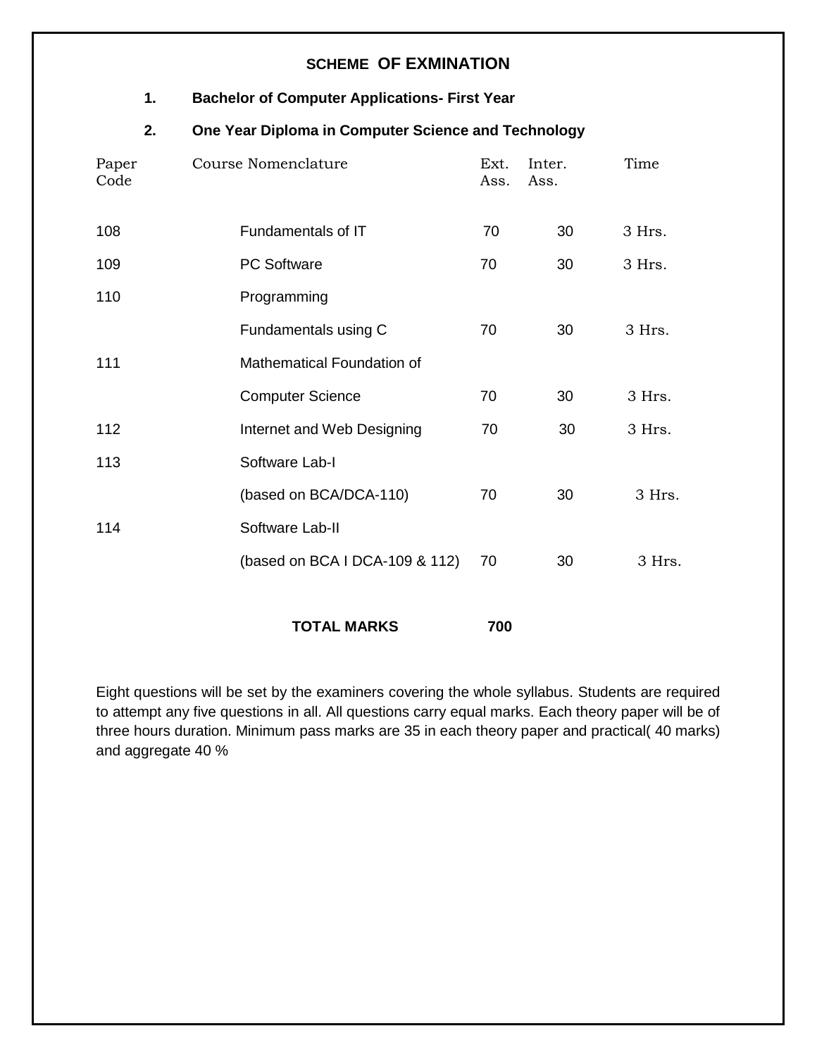## SCHEME OF EXMINATION

1. **Bachelor of Computer Applications- First Year**
2. **One Year Diploma in Computer Science and Technology**

| Paper Code | Course Nomenclature | Ext. Ass. | Inter. Ass. | Time |
|---|---|---|---|---|
| 108 | Fundamentals of IT | 70 | 30 | 3 Hrs. |
| 109 | PC Software | 70 | 30 | 3 Hrs. |
| 110 | Programming Fundamentals using C | 70 | 30 | 3 Hrs. |
| 111 | Mathematical Foundation of Computer Science | 70 | 30 | 3 Hrs. |
| 112 | Internet and Web Designing | 70 | 30 | 3 Hrs. |
| 113 | Software Lab-I (based on BCA/DCA-110) | 70 | 30 | 3 Hrs. |
| 114 | Software Lab-II (based on BCA I DCA-109 & 112) | 70 | 30 | 3 Hrs. |

**TOTAL MARKS** **700**

Eight questions will be set by the examiners covering the whole syllabus. Students are required to attempt any five questions in all. All questions carry equal marks. Each theory paper will be of three hours duration. Minimum pass marks are 35 in each theory paper and practical( 40 marks) and aggregate 40 %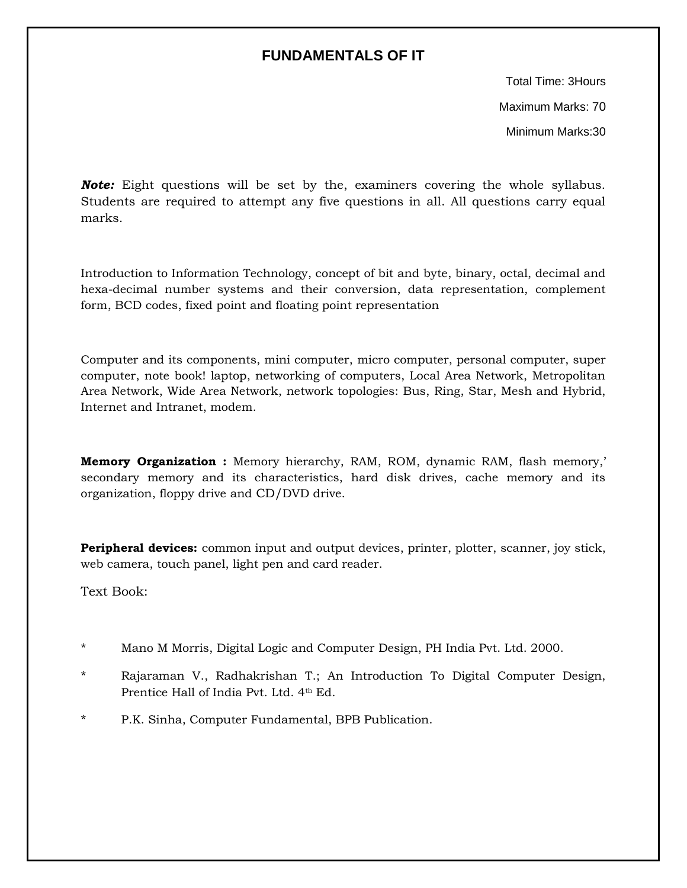## FUNDAMENTALS OF IT

Total Time: 3Hours

Maximum Marks: 70

Minimum Marks:30

***Note:*** Eight questions will be set by the, examiners covering the whole syllabus. Students are required to attempt any five questions in all. All questions carry equal marks.

Introduction to Information Technology, concept of bit and byte, binary, octal, decimal and hexa-decimal number systems and their conversion, data representation, complement form, BCD codes, fixed point and floating point representation

Computer and its components, mini computer, micro computer, personal computer, super computer, note book! laptop, networking of computers, Local Area Network, Metropolitan Area Network, Wide Area Network, network topologies: Bus, Ring, Star, Mesh and Hybrid, Internet and Intranet, modem.

**Memory Organization :** Memory hierarchy, RAM, ROM, dynamic RAM, flash memory,' secondary memory and its characteristics, hard disk drives, cache memory and its organization, floppy drive and CD/DVD drive.

**Peripheral devices:** common input and output devices, printer, plotter, scanner, joy stick, web camera, touch panel, light pen and card reader.

Text Book:

* Mano M Morris, Digital Logic and Computer Design, PH India Pvt. Ltd. 2000.
* Rajaraman V., Radhakrishan T.; An Introduction To Digital Computer Design, Prentice Hall of India Pvt. Ltd. 4th Ed.
* P.K. Sinha, Computer Fundamental, BPB Publication.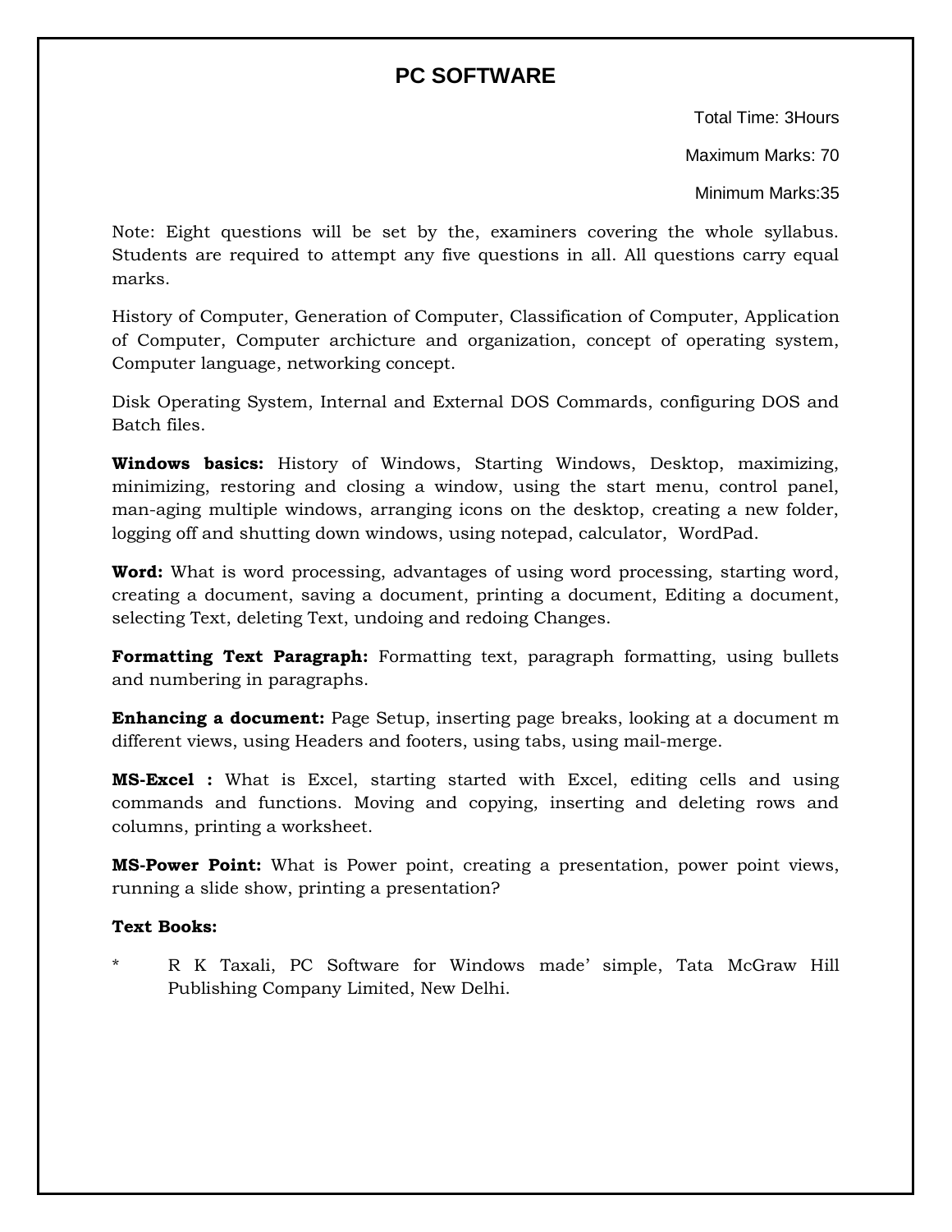# PC SOFTWARE

Total Time: 3Hours

Maximum Marks: 70

Minimum Marks:35

Note: Eight questions will be set by the, examiners covering the whole syllabus. Students are required to attempt any five questions in all. All questions carry equal marks.

History of Computer, Generation of Computer, Classification of Computer, Application of Computer, Computer archicture and organization, concept of operating system, Computer language, networking concept.

Disk Operating System, Internal and External DOS Commands, configuring DOS and Batch files.

**Windows basics:** History of Windows, Starting Windows, Desktop, maximizing, minimizing, restoring and closing a window, using the start menu, control panel, man-aging multiple windows, arranging icons on the desktop, creating a new folder, logging off and shutting down windows, using notepad, calculator, WordPad.

**Word:** What is word processing, advantages of using word processing, starting word, creating a document, saving a document, printing a document, Editing a document, selecting Text, deleting Text, undoing and redoing Changes.

**Formatting Text Paragraph:** Formatting text, paragraph formatting, using bullets and numbering in paragraphs.

**Enhancing a document:** Page Setup, inserting page breaks, looking at a document m different views, using Headers and footers, using tabs, using mail-merge.

**MS-Excel :** What is Excel, starting started with Excel, editing cells and using commands and functions. Moving and copying, inserting and deleting rows and columns, printing a worksheet.

**MS-Power Point:** What is Power point, creating a presentation, power point views, running a slide show, printing a presentation?

**Text Books:**

* R K Taxali, PC Software for Windows made' simple, Tata McGraw Hill Publishing Company Limited, New Delhi.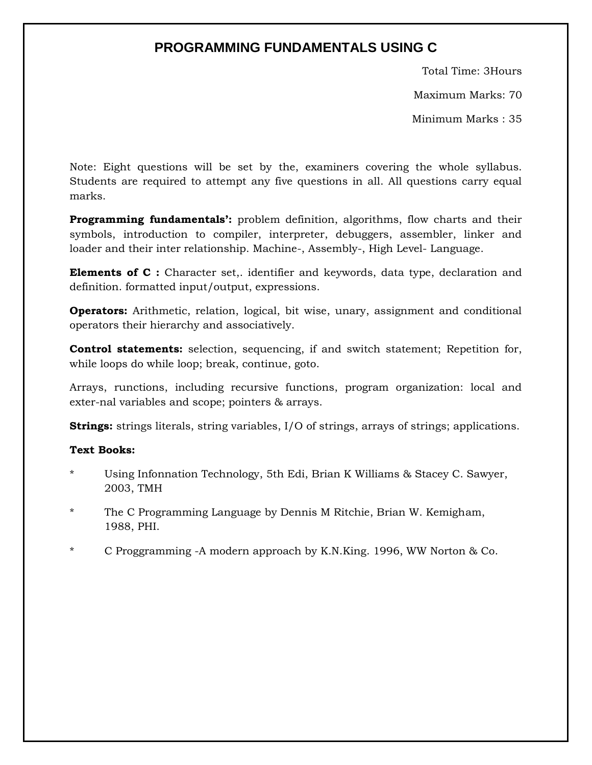# PROGRAMMING FUNDAMENTALS USING C

Total Time: 3Hours

Maximum Marks: 70

Minimum Marks : 35

Note: Eight questions will be set by the, examiners covering the whole syllabus. Students are required to attempt any five questions in all. All questions carry equal marks.

**Programming fundamentals':** problem definition, algorithms, flow charts and their symbols, introduction to compiler, interpreter, debuggers, assembler, linker and loader and their inter relationship. Machine-, Assembly-, High Level- Language.

**Elements of C :** Character set,. identifier and keywords, data type, declaration and definition. formatted input/output, expressions.

**Operators:** Arithmetic, relation, logical, bit wise, unary, assignment and conditional operators their hierarchy and associatively.

**Control statements:** selection, sequencing, if and switch statement; Repetition for, while loops do while loop; break, continue, goto.

Arrays, runctions, including recursive functions, program organization: local and exter-nal variables and scope; pointers & arrays.

**Strings:** strings literals, string variables, I/O of strings, arrays of strings; applications.

**Text Books:**

- Using Infonnation Technology, 5th Edi, Brian K Williams & Stacey C. Sawyer, 2003, TMH
- The C Programming Language by Dennis M Ritchie, Brian W. Kemigham, 1988, PHI.
- C Proggramming -A modern approach by K.N.King. 1996, WW Norton & Co.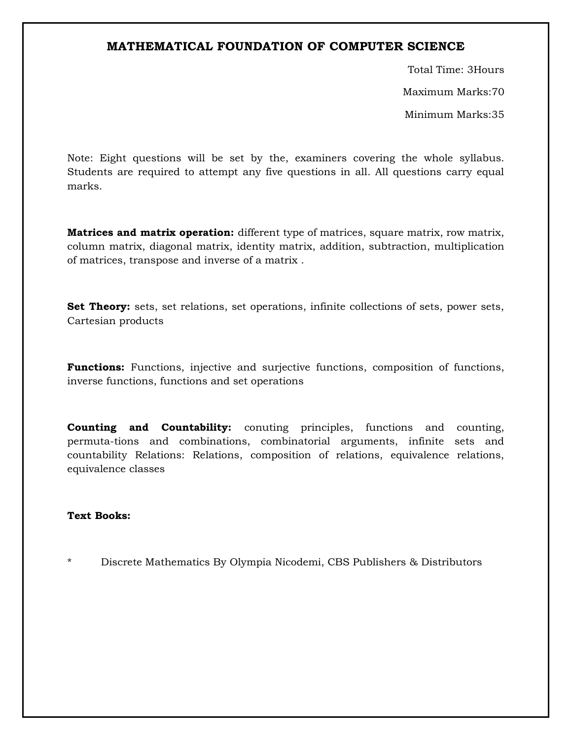## MATHEMATICAL FOUNDATION OF COMPUTER SCIENCE

Total Time: 3Hours

Maximum Marks:70

Minimum Marks:35

Note: Eight questions will be set by the, examiners covering the whole syllabus. Students are required to attempt any five questions in all. All questions carry equal marks.

**Matrices and matrix operation:** different type of matrices, square matrix, row matrix, column matrix, diagonal matrix, identity matrix, addition, subtraction, multiplication of matrices, transpose and inverse of a matrix .

**Set Theory:** sets, set relations, set operations, infinite collections of sets, power sets, Cartesian products

**Functions:** Functions, injective and surjective functions, composition of functions, inverse functions, functions and set operations

**Counting and Countability:** conuting principles, functions and counting, permuta-tions and combinations, combinatorial arguments, infinite sets and countability Relations: Relations, composition of relations, equivalence relations, equivalence classes

**Text Books:**

* Discrete Mathematics By Olympia Nicodemi, CBS Publishers & Distributors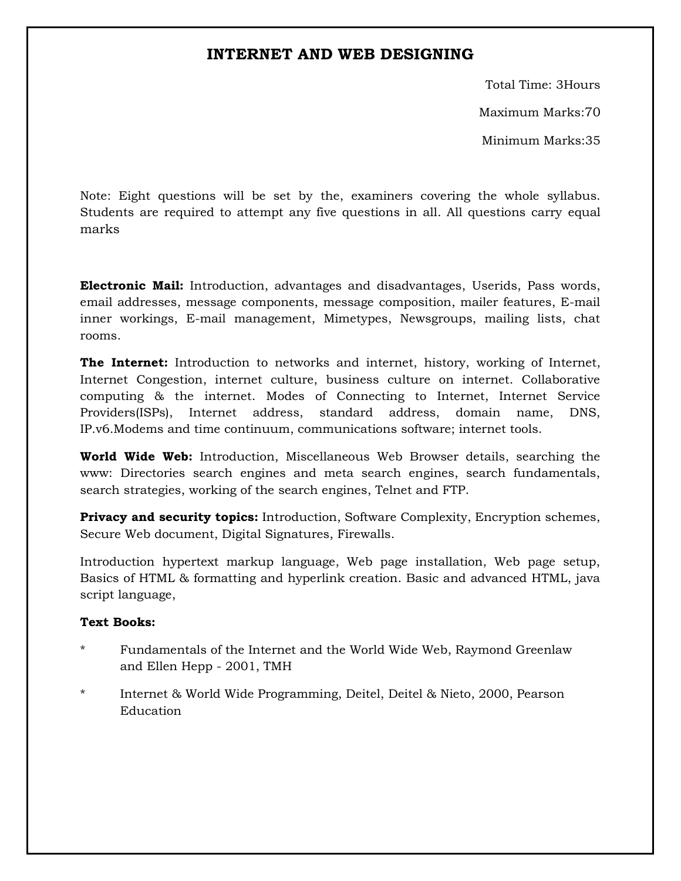# INTERNET AND WEB DESIGNING

Total Time: 3Hours

Maximum Marks:70

Minimum Marks:35

Note: Eight questions will be set by the, examiners covering the whole syllabus. Students are required to attempt any five questions in all. All questions carry equal marks

**Electronic Mail:** Introduction, advantages and disadvantages, Userids, Pass words, email addresses, message components, message composition, mailer features, E-mail inner workings, E-mail management, Mimetypes, Newsgroups, mailing lists, chat rooms.

**The Internet:** Introduction to networks and internet, history, working of Internet, Internet Congestion, internet culture, business culture on internet. Collaborative computing & the internet. Modes of Connecting to Internet, Internet Service Providers(ISPs), Internet address, standard address, domain name, DNS, IP.v6.Modems and time continuum, communications software; internet tools.

**World Wide Web:** Introduction, Miscellaneous Web Browser details, searching the www: Directories search engines and meta search engines, search fundamentals, search strategies, working of the search engines, Telnet and FTP.

**Privacy and security topics:** Introduction, Software Complexity, Encryption schemes, Secure Web document, Digital Signatures, Firewalls.

Introduction hypertext markup language, Web page installation, Web page setup, Basics of HTML & formatting and hyperlink creation. Basic and advanced HTML, java script language,

**Text Books:**

* Fundamentals of the Internet and the World Wide Web, Raymond Greenlaw and Ellen Hepp - 2001, TMH
* Internet & World Wide Programming, Deitel, Deitel & Nieto, 2000, Pearson Education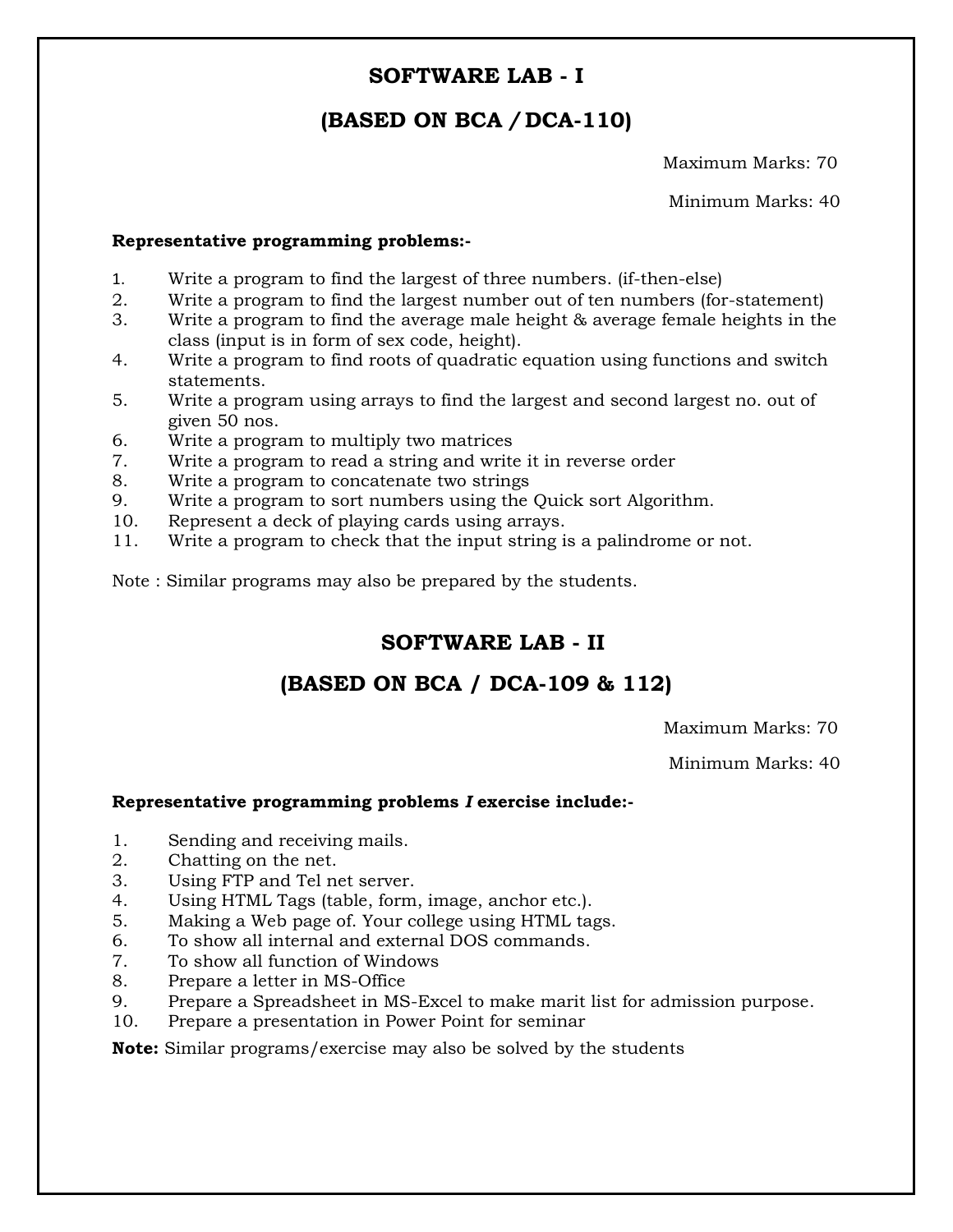## SOFTWARE LAB - I

## (BASED ON BCA / DCA-110)

Maximum Marks: 70

Minimum Marks: 40

**Representative programming problems:-**

1. Write a program to find the largest of three numbers. (if-then-else)
2. Write a program to find the largest number out of ten numbers (for-statement)
3. Write a program to find the average male height & average female heights in the class (input is in form of sex code, height).
4. Write a program to find roots of quadratic equation using functions and switch statements.
5. Write a program using arrays to find the largest and second largest no. out of given 50 nos.
6. Write a program to multiply two matrices
7. Write a program to read a string and write it in reverse order
8. Write a program to concatenate two strings
9. Write a program to sort numbers using the Quick sort Algorithm.
10. Represent a deck of playing cards using arrays.
11. Write a program to check that the input string is a palindrome or not.

Note : Similar programs may also be prepared by the students.

## SOFTWARE LAB - II

## (BASED ON BCA / DCA-109 & 112)

Maximum Marks: 70

Minimum Marks: 40

**Representative programming problems *I* exercise include:-**

1. Sending and receiving mails.
2. Chatting on the net.
3. Using FTP and Tel net server.
4. Using HTML Tags (table, form, image, anchor etc.).
5. Making a Web page of. Your college using HTML tags.
6. To show all internal and external DOS commands.
7. To show all function of Windows
8. Prepare a letter in MS-Office
9. Prepare a Spreadsheet in MS-Excel to make marit list for admission purpose.
10. Prepare a presentation in Power Point for seminar

**Note:** Similar programs/exercise may also be solved by the students